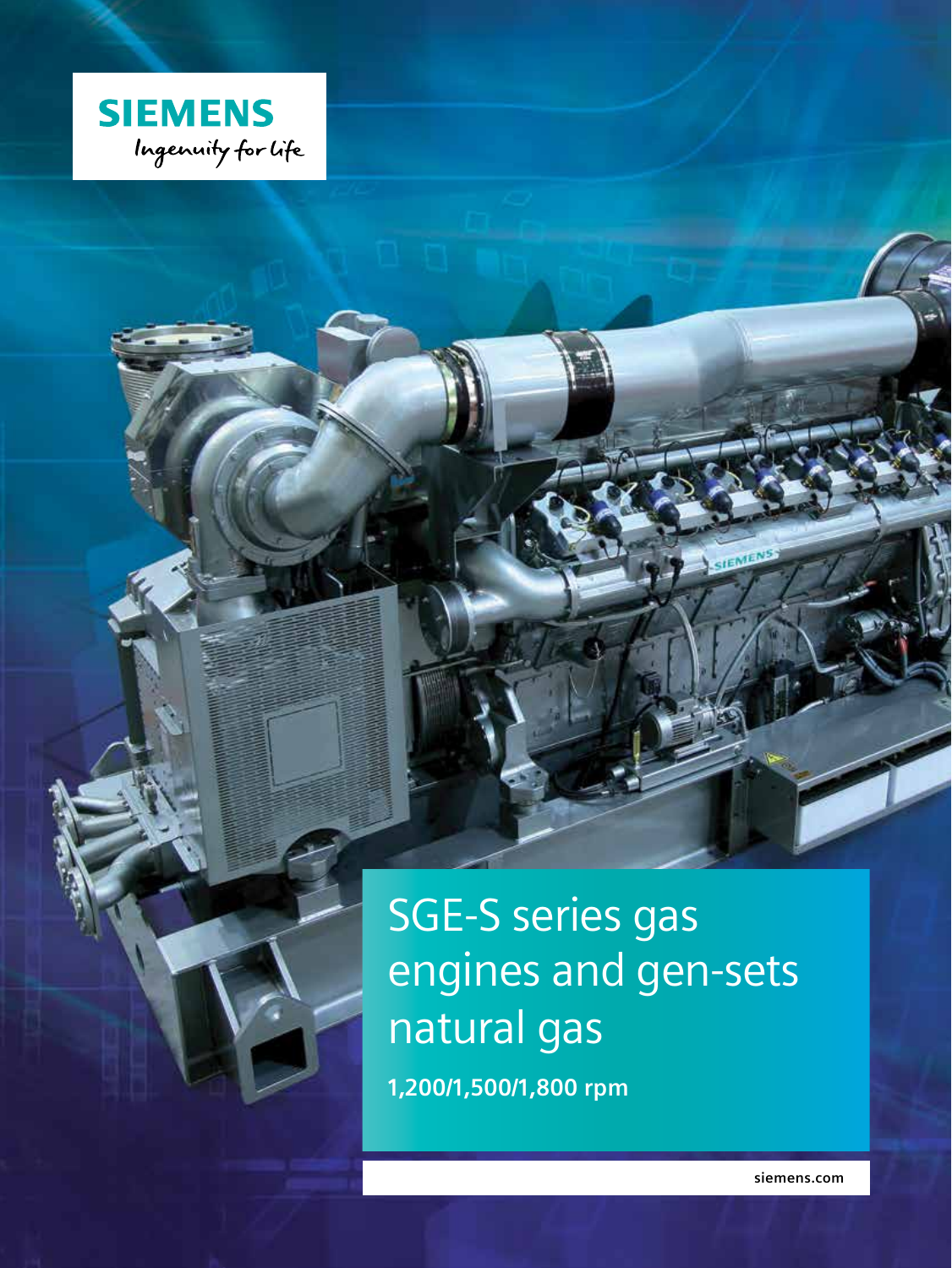SIEMENS

Ingenuity for life

# SGE-S series gas engines and gen-sets natural gas

**1,200/1,500/1,800 rpm**

siemens.com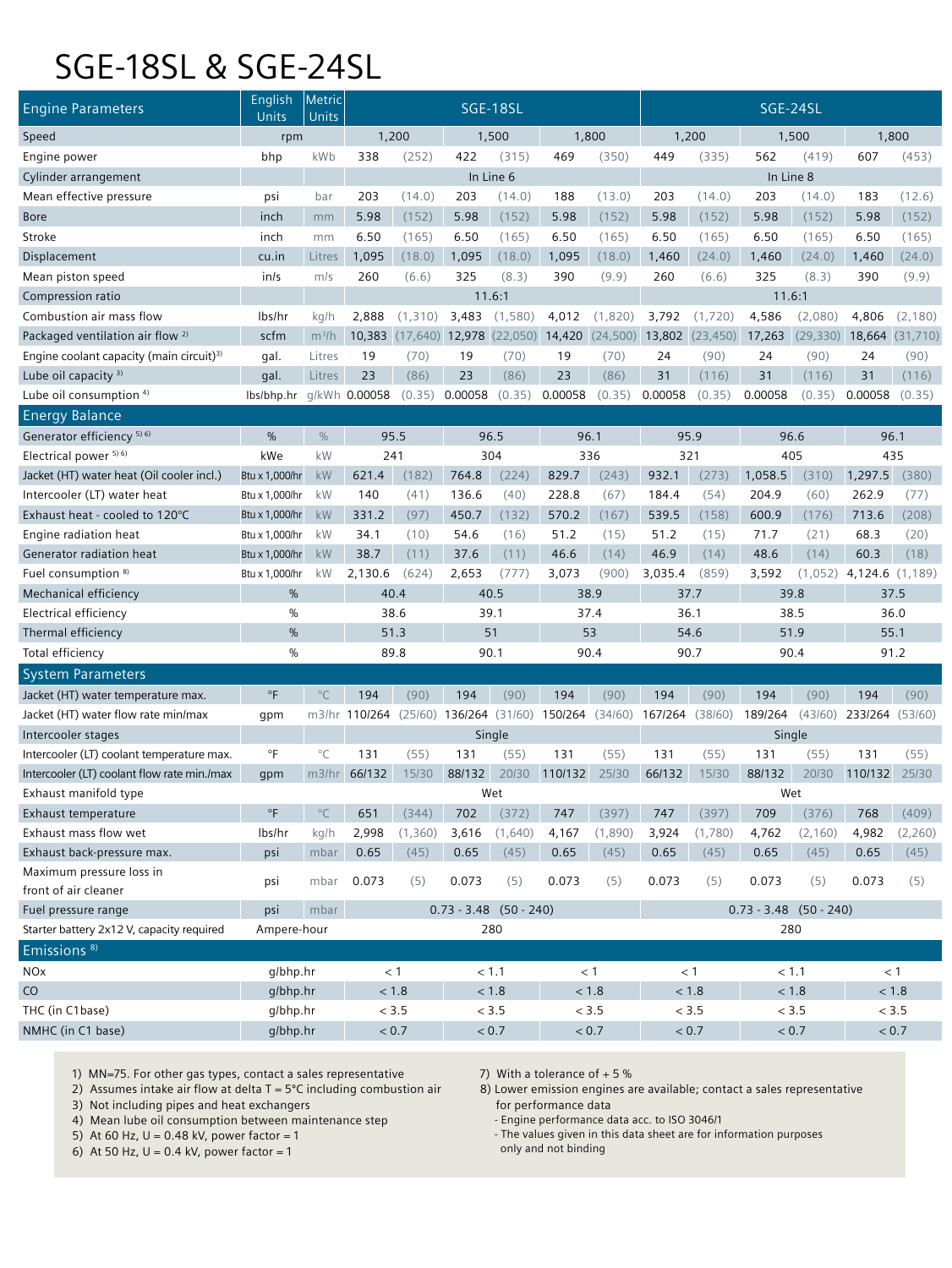# SGE-18SL & SGE-24SL

| Engine Parameters | English Units | Metric Units | SGE-18SL | | | | | | SGE-24SL | | | | | |
|---|---|---|---|---|---|---|---|---|---|---|---|---|---|---|
| Speed | rpm | | 1,200 | | 1,500 | | 1,800 | | 1,200 | | 1,500 | | 1,800 | |
| Engine power | bhp | kWb | 338 | (252) | 422 | (315) | 469 | (350) | 449 | (335) | 562 | (419) | 607 | (453) |
| Cylinder arrangement | | | In Line 6 | | | | | | In Line 8 | | | | | |
| Mean effective pressure | psi | bar | 203 | (14.0) | 203 | (14.0) | 188 | (13.0) | 203 | (14.0) | 203 | (14.0) | 183 | (12.6) |
| Bore | inch | mm | 5.98 | (152) | 5.98 | (152) | 5.98 | (152) | 5.98 | (152) | 5.98 | (152) | 5.98 | (152) |
| Stroke | inch | mm | 6.50 | (165) | 6.50 | (165) | 6.50 | (165) | 6.50 | (165) | 6.50 | (165) | 6.50 | (165) |
| Displacement | cu.in | Litres | 1,095 | (18.0) | 1,095 | (18.0) | 1,095 | (18.0) | 1,460 | (24.0) | 1,460 | (24.0) | 1,460 | (24.0) |
| Mean piston speed | in/s | m/s | 260 | (6.6) | 325 | (8.3) | 390 | (9.9) | 260 | (6.6) | 325 | (8.3) | 390 | (9.9) |
| Compression ratio | | | 11.6:1 | | | | | | 11.6:1 | | | | | |
| Combustion air mass flow | lbs/hr | kg/h | 2,888 | (1,310) | 3,483 | (1,580) | 4,012 | (1,820) | 3,792 | (1,720) | 4,586 | (2,080) | 4,806 | (2,180) |
| Packaged ventilation air flow [2] | scfm | $m^3/h$ | 10,383 | (17,640) | 12,978 | (22,050) | 14,420 | (24,500) | 13,802 | (23,450) | 17,263 | (29,330) | 18,664 | (31,710) |
| Engine coolant capacity (main circuit)[3] | gal. | Litres | 19 | (70) | 19 | (70) | 19 | (70) | 24 | (90) | 24 | (90) | 24 | (90) |
| Lube oil capacity [3] | gal. | Litres | 23 | (86) | 23 | (86) | 23 | (86) | 31 | (116) | 31 | (116) | 31 | (116) |
| Lube oil consumption [4] | lbs/bhp.hr | g/kWh | 0.00058 | (0.35) | 0.00058 | (0.35) | 0.00058 | (0.35) | 0.00058 | (0.35) | 0.00058 | (0.35) | 0.00058 | (0.35) |
| **Energy Balance** | | | | | | | | | | | | | | |
| Generator efficiency [5] [6] | % | % | 95.5 | | 96.5 | | 96.1 | | 95.9 | | 96.6 | | 96.1 | |
| Electrical power [5] [6] | kWe | kW | 241 | | 304 | | 336 | | 321 | | 405 | | 435 | |
| Jacket (HT) water heat (Oil cooler incl.) | Btu x 1,000/hr | kW | 621.4 | (182) | 764.8 | (224) | 829.7 | (243) | 932.1 | (273) | 1,058.5 | (310) | 1,297.5 | (380) |
| Intercooler (LT) water heat | Btu x 1,000/hr | kW | 140 | (41) | 136.6 | (40) | 228.8 | (67) | 184.4 | (54) | 204.9 | (60) | 262.9 | (77) |
| Exhaust heat - cooled to 120°C | Btu x 1,000/hr | kW | 331.2 | (97) | 450.7 | (132) | 570.2 | (167) | 539.5 | (158) | 600.9 | (176) | 713.6 | (208) |
| Engine radiation heat | Btu x 1,000/hr | kW | 34.1 | (10) | 54.6 | (16) | 51.2 | (15) | 51.2 | (15) | 71.7 | (21) | 68.3 | (20) |
| Generator radiation heat | Btu x 1,000/hr | kW | 38.7 | (11) | 37.6 | (11) | 46.6 | (14) | 46.9 | (14) | 48.6 | (14) | 60.3 | (18) |
| Fuel consumption [8] | Btu x 1,000/hr | kW | 2,130.6 | (624) | 2,653 | (777) | 3,073 | (900) | 3,035.4 | (859) | 3,592 | (1,052) | 4,124.6 | (1,189) |
| Mechanical efficiency | % | | 40.4 | | 40.5 | | 38.9 | | 37.7 | | 39.8 | | 37.5 | |
| Electrical efficiency | % | | 38.6 | | 39.1 | | 37.4 | | 36.1 | | 38.5 | | 36.0 | |
| Thermal efficiency | % | | 51.3 | | 51 | | 53 | | 54.6 | | 51.9 | | 55.1 | |
| Total efficiency | % | | 89.8 | | 90.1 | | 90.4 | | 90.7 | | 90.4 | | 91.2 | |
| **System Parameters** | | | | | | | | | | | | | | |
| Jacket (HT) water temperature max. | °F | °C | 194 | (90) | 194 | (90) | 194 | (90) | 194 | (90) | 194 | (90) | 194 | (90) |
| Jacket (HT) water flow rate min/max | gpm | m3/hr | 110/264 | (25/60) | 136/264 | (31/60) | 150/264 | (34/60) | 167/264 | (38/60) | 189/264 | (43/60) | 233/264 | (53/60) |
| Intercooler stages | | | Single | | | | | | Single | | | | | |
| Intercooler (LT) coolant temperature max. | °F | °C | 131 | (55) | 131 | (55) | 131 | (55) | 131 | (55) | 131 | (55) | 131 | (55) |
| Intercooler (LT) coolant flow rate min./max | gpm | m3/hr | 66/132 | 15/30 | 88/132 | 20/30 | 110/132 | 25/30 | 66/132 | 15/30 | 88/132 | 20/30 | 110/132 | 25/30 |
| Exhaust manifold type | | | Wet | | | | | | Wet | | | | | |
| Exhaust temperature | °F | °C | 651 | (344) | 702 | (372) | 747 | (397) | 747 | (397) | 709 | (376) | 768 | (409) |
| Exhaust mass flow wet | lbs/hr | kg/h | 2,998 | (1,360) | 3,616 | (1,640) | 4,167 | (1,890) | 3,924 | (1,780) | 4,762 | (2,160) | 4,982 | (2,260) |
| Exhaust back-pressure max. | psi | mbar | 0.65 | (45) | 0.65 | (45) | 0.65 | (45) | 0.65 | (45) | 0.65 | (45) | 0.65 | (45) |
| Maximum pressure loss in front of air cleaner | psi | mbar | 0.073 | (5) | 0.073 | (5) | 0.073 | (5) | 0.073 | (5) | 0.073 | (5) | 0.073 | (5) |
| Fuel pressure range | psi | mbar | 0.73 - 3.48 (50 - 240) | | | | | | 0.73 - 3.48 (50 - 240) | | | | | |
| Starter battery 2x12 V, capacity required | Ampere-hour | | 280 | | | | | | 280 | | | | | |
| **Emissions [8]** | | | | | | | | | | | | | | |
| NOx | g/bhp.hr | | < 1 | | < 1.1 | | < 1 | | < 1 | | < 1.1 | | < 1 | |
| CO | g/bhp.hr | | < 1.8 | | < 1.8 | | < 1.8 | | < 1.8 | | < 1.8 | | < 1.8 | |
| THC (in C1base) | g/bhp.hr | | < 3.5 | | < 3.5 | | < 3.5 | | < 3.5 | | < 3.5 | | < 3.5 | |
| NMHC (in C1 base) | g/bhp.hr | | < 0.7 | | < 0.7 | | < 0.7 | | < 0.7 | | < 0.7 | | < 0.7 | |

1) MN=75. For other gas types, contact a sales representative
2) Assumes intake air flow at delta T = 5°C including combustion air
3) Not including pipes and heat exchangers
4) Mean lube oil consumption between maintenance step
5) At 60 Hz, U = 0.48 kV, power factor = 1
6) At 50 Hz, U = 0.4 kV, power factor = 1
7) With a tolerance of + 5 %
8) Lower emission engines are available; contact a sales representative for performance data
   - Engine performance data acc. to ISO 3046/1
   - The values given in this data sheet are for information purposes only and not binding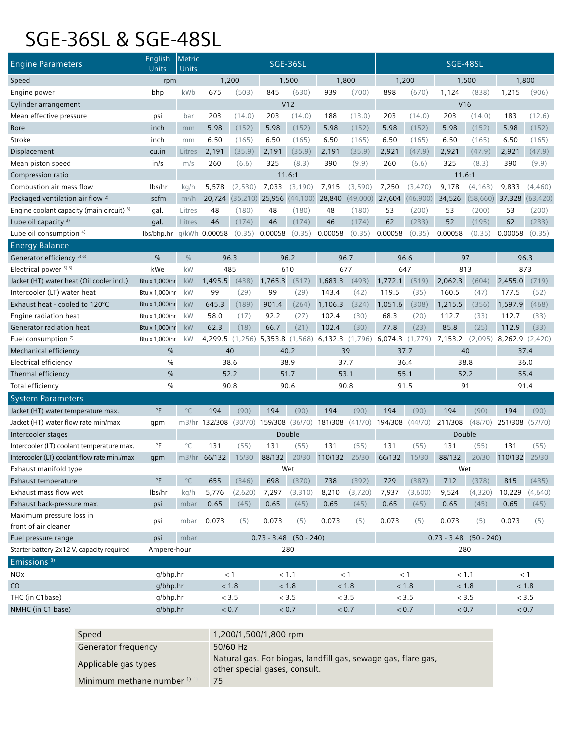# SGE-36SL & SGE-48SL

| Engine Parameters | English Units | Metric Units | SGE-36SL | | | | | | SGE-48SL | | | | | |
|---|---|---|---|---|---|---|---|---|---|---|---|---|---|---|
| Speed | rpm | | 1,200 | | 1,500 | | 1,800 | | 1,200 | | 1,500 | | 1,800 | |
| Engine power | bhp | kWb | 675 | (503) | 845 | (630) | 939 | (700) | 898 | (670) | 1,124 | (838) | 1,215 | (906) |
| Cylinder arrangement | | | V12 | | | | | | V16 | | | | | |
| Mean effective pressure | psi | bar | 203 | (14.0) | 203 | (14.0) | 188 | (13.0) | 203 | (14.0) | 203 | (14.0) | 183 | (12.6) |
| Bore | inch | mm | 5.98 | (152) | 5.98 | (152) | 5.98 | (152) | 5.98 | (152) | 5.98 | (152) | 5.98 | (152) |
| Stroke | inch | mm | 6.50 | (165) | 6.50 | (165) | 6.50 | (165) | 6.50 | (165) | 6.50 | (165) | 6.50 | (165) |
| Displacement | cu.in | Litres | 2,191 | (35.9) | 2,191 | (35.9) | 2,191 | (35.9) | 2,921 | (47.9) | 2,921 | (47.9) | 2,921 | (47.9) |
| Mean piston speed | in/s | m/s | 260 | (6.6) | 325 | (8.3) | 390 | (9.9) | 260 | (6.6) | 325 | (8.3) | 390 | (9.9) |
| Compression ratio | | | 11.6:1 | | | | | | 11.6:1 | | | | | |
| Combustion air mass flow | lbs/hr | kg/h | 5,578 | (2,530) | 7,033 | (3,190) | 7,915 | (3,590) | 7,250 | (3,470) | 9,178 | (4,163) | 9,833 | (4,460) |
| Packaged ventilation air flow [2] | scfm | m³/h | 20,724 | (35,210) | 25,956 | (44,100) | 28,840 | (49,000) | 27,604 | (46,900) | 34,526 | (58,660) | 37,328 | (63,420) |
| Engine coolant capacity (main circuit) [3] | gal. | Litres | 48 | (180) | 48 | (180) | 48 | (180) | 53 | (200) | 53 | (200) | 53 | (200) |
| Lube oil capacity [3] | gal. | Litres | 46 | (174) | 46 | (174) | 46 | (174) | 62 | (233) | 52 | (195) | 62 | (233) |
| Lube oil consumption [4] | lbs/bhp.hr | g/kWh | 0.00058 | (0.35) | 0.00058 | (0.35) | 0.00058 | (0.35) | 0.00058 | (0.35) | 0.00058 | (0.35) | 0.00058 | (0.35) |
| **Energy Balance** | | | | | | | | | | | | | | |
| Generator efficiency [5] [6] | % | % | 96.3 | | 96.2 | | 96.7 | | 96.6 | | 97 | | 96.3 | |
| Electrical power [5] [6] | kWe | kW | 485 | | 610 | | 677 | | 647 | | 813 | | 873 | |
| Jacket (HT) water heat (Oil cooler incl.) | Btu x 1,000/hr | kW | 1,495.5 | (438) | 1,765.3 | (517) | 1,683.3 | (493) | 1,772.1 | (519) | 2,062.3 | (604) | 2,455.0 | (719) |
| Intercooler (LT) water heat | Btu x 1,000/hr | kW | 99 | (29) | 99 | (29) | 143.4 | (42) | 119.5 | (35) | 160.5 | (47) | 177.5 | (52) |
| Exhaust heat - cooled to 120°C | Btu x 1,000/hr | kW | 645.3 | (189) | 901.4 | (264) | 1,106.3 | (324) | 1,051.6 | (308) | 1,215.5 | (356) | 1,597.9 | (468) |
| Engine radiation heat | Btu x 1,000/hr | kW | 58.0 | (17) | 92.2 | (27) | 102.4 | (30) | 68.3 | (20) | 112.7 | (33) | 112.7 | (33) |
| Generator radiation heat | Btu x 1,000/hr | kW | 62.3 | (18) | 66.7 | (21) | 102.4 | (30) | 77.8 | (23) | 85.8 | (25) | 112.9 | (33) |
| Fuel consumption [7] | Btu x 1,000/hr | kW | 4,299.5 | (1,256) | 5,353.8 | (1,568) | 6,132.3 | (1,796) | 6,074.3 | (1,779) | 7,153.2 | (2,095) | 8,262.9 | (2,420) |
| Mechanical efficiency | % | | 40 | | 40.2 | | 39 | | 37.7 | | 40 | | 37.4 | |
| Electrical efficiency | % | | 38.6 | | 38.9 | | 37.7 | | 36.4 | | 38.8 | | 36.0 | |
| Thermal efficiency | % | | 52.2 | | 51.7 | | 53.1 | | 55.1 | | 52.2 | | 55.4 | |
| Total efficiency | % | | 90.8 | | 90.6 | | 90.8 | | 91.5 | | 91 | | 91.4 | |
| **System Parameters** | | | | | | | | | | | | | | |
| Jacket (HT) water temperature max. | °F | °C | 194 | (90) | 194 | (90) | 194 | (90) | 194 | (90) | 194 | (90) | 194 | (90) |
| Jacket (HT) water flow rate min/max | gpm | m3/hr | 132/308 | (30/70) | 159/308 | (36/70) | 181/308 | (41/70) | 194/308 | (44/70) | 211/308 | (48/70) | 251/308 | (57/70) |
| Intercooler stages | | | Double | | | | | | Double | | | | | |
| Intercooler (LT) coolant temperature max. | °F | °C | 131 | (55) | 131 | (55) | 131 | (55) | 131 | (55) | 131 | (55) | 131 | (55) |
| Intercooler (LT) coolant flow rate min./max | gpm | m3/hr | 66/132 | 15/30 | 88/132 | 20/30 | 110/132 | 25/30 | 66/132 | 15/30 | 88/132 | 20/30 | 110/132 | 25/30 |
| Exhaust manifold type | | | Wet | | | | | | Wet | | | | | |
| Exhaust temperature | °F | °C | 655 | (346) | 698 | (370) | 738 | (392) | 729 | (387) | 712 | (378) | 815 | (435) |
| Exhaust mass flow wet | lbs/hr | kg/h | 5,776 | (2,620) | 7,297 | (3,310) | 8,210 | (3,720) | 7,937 | (3,600) | 9,524 | (4,320) | 10,229 | (4,640) |
| Exhaust back-pressure max. | psi | mbar | 0.65 | (45) | 0.65 | (45) | 0.65 | (45) | 0.65 | (45) | 0.65 | (45) | 0.65 | (45) |
| Maximum pressure loss in front of air cleaner | psi | mbar | 0.073 | (5) | 0.073 | (5) | 0.073 | (5) | 0.073 | (5) | 0.073 | (5) | 0.073 | (5) |
| Fuel pressure range | psi | mbar | 0.73 - 3.48 (50 - 240) | | | | | | 0.73 - 3.48 (50 - 240) | | | | | |
| Starter battery 2x12 V, capacity required | Ampere-hour | | 280 | | | | | | 280 | | | | | |
| **Emissions [8]** | | | | | | | | | | | | | | |
| NOx | g/bhp.hr | | < 1 | | < 1.1 | | < 1 | | < 1 | | < 1.1 | | < 1 | |
| CO | g/bhp.hr | | < 1.8 | | < 1.8 | | < 1.8 | | < 1.8 | | < 1.8 | | < 1.8 | |
| THC (in C1base) | g/bhp.hr | | < 3.5 | | < 3.5 | | < 3.5 | | < 3.5 | | < 3.5 | | < 3.5 | |
| NMHC (in C1 base) | g/bhp.hr | | < 0.7 | | < 0.7 | | < 0.7 | | < 0.7 | | < 0.7 | | < 0.7 | |

| Speed | 1,200/1,500/1,800 rpm |
|---|---|
| Generator frequency | 50/60 Hz |
| Applicable gas types | Natural gas. For biogas, landfill gas, sewage gas, flare gas, other special gases, consult. |
| Minimum methane number [1] | 75 |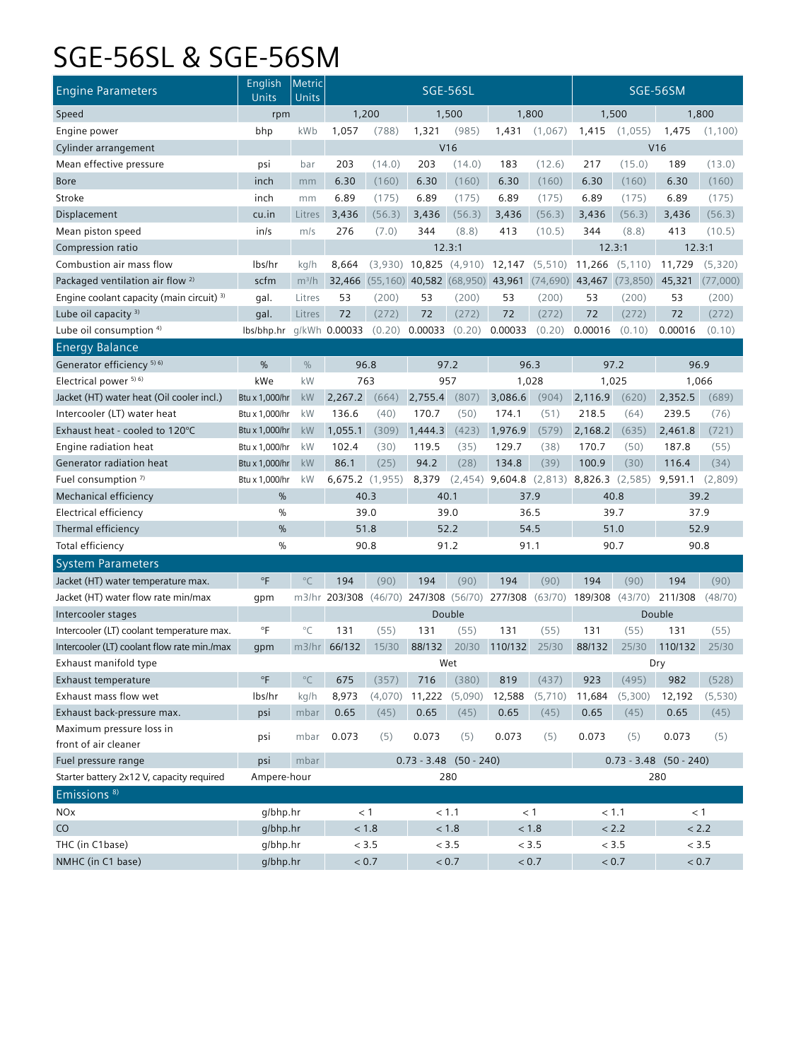# SGE-56SL & SGE-56SM

| Engine Parameters | English Units | Metric Units | SGE-56SL | | | | | | SGE-56SM | | | |
|---|---|---|---|---|---|---|---|---|---|---|---|---|
| Speed | rpm | | 1,200 | | 1,500 | | 1,800 | | 1,500 | | 1,800 | |
| Engine power | bhp | kWb | 1,057 | (788) | 1,321 | (985) | 1,431 | (1,067) | 1,415 | (1,055) | 1,475 | (1,100) |
| Cylinder arrangement | | | V16 | | | | | | V16 | | | |
| Mean effective pressure | psi | bar | 203 | (14.0) | 203 | (14.0) | 183 | (12.6) | 217 | (15.0) | 189 | (13.0) |
| Bore | inch | mm | 6.30 | (160) | 6.30 | (160) | 6.30 | (160) | 6.30 | (160) | 6.30 | (160) |
| Stroke | inch | mm | 6.89 | (175) | 6.89 | (175) | 6.89 | (175) | 6.89 | (175) | 6.89 | (175) |
| Displacement | cu.in | Litres | 3,436 | (56.3) | 3,436 | (56.3) | 3,436 | (56.3) | 3,436 | (56.3) | 3,436 | (56.3) |
| Mean piston speed | in/s | m/s | 276 | (7.0) | 344 | (8.8) | 413 | (10.5) | 344 | (8.8) | 413 | (10.5) |
| Compression ratio | | | 12.3:1 | | | | | | 12.3:1 | | 12.3:1 | |
| Combustion air mass flow | lbs/hr | kg/h | 8,664 | (3,930) | 10,825 | (4,910) | 12,147 | (5,510) | 11,266 | (5,110) | 11,729 | (5,320) |
| Packaged ventilation air flow [2] | scfm | $m^3/h$ | 32,466 | (55,160) | 40,582 | (68,950) | 43,961 | (74,690) | 43,467 | (73,850) | 45,321 | (77,000) |
| Engine coolant capacity (main circuit) [3] | gal. | Litres | 53 | (200) | 53 | (200) | 53 | (200) | 53 | (200) | 53 | (200) |
| Lube oil capacity [3] | gal. | Litres | 72 | (272) | 72 | (272) | 72 | (272) | 72 | (272) | 72 | (272) |
| Lube oil consumption [4] | lbs/bhp.hr | g/kWh | 0.00033 | (0.20) | 0.00033 | (0.20) | 0.00033 | (0.20) | 0.00016 | (0.10) | 0.00016 | (0.10) |
| **Energy Balance** | | | | | | | | | | | | |
| Generator efficiency [5) 6)] | % | % | 96.8 | | 97.2 | | 96.3 | | 97.2 | | 96.9 | |
| Electrical power [5) 6)] | kWe | kW | 763 | | 957 | | 1,028 | | 1,025 | | 1,066 | |
| Jacket (HT) water heat (Oil cooler incl.) | Btu x 1,000/hr | kW | 2,267.2 | (664) | 2,755.4 | (807) | 3,086.6 | (904) | 2,116.9 | (620) | 2,352.5 | (689) |
| Intercooler (LT) water heat | Btu x 1,000/hr | kW | 136.6 | (40) | 170.7 | (50) | 174.1 | (51) | 218.5 | (64) | 239.5 | (76) |
| Exhaust heat - cooled to 120°C | Btu x 1,000/hr | kW | 1,055.1 | (309) | 1,444.3 | (423) | 1,976.9 | (579) | 2,168.2 | (635) | 2,461.8 | (721) |
| Engine radiation heat | Btu x 1,000/hr | kW | 102.4 | (30) | 119.5 | (35) | 129.7 | (38) | 170.7 | (50) | 187.8 | (55) |
| Generator radiation heat | Btu x 1,000/hr | kW | 86.1 | (25) | 94.2 | (28) | 134.8 | (39) | 100.9 | (30) | 116.4 | (34) |
| Fuel consumption [7] | Btu x 1,000/hr | kW | 6,675.2 | (1,955) | 8,379 | (2,454) | 9,604.8 | (2,813) | 8,826.3 | (2,585) | 9,591.1 | (2,809) |
| Mechanical efficiency | % | | 40.3 | | 40.1 | | 37.9 | | 40.8 | | 39.2 | |
| Electrical efficiency | % | | 39.0 | | 39.0 | | 36.5 | | 39.7 | | 37.9 | |
| Thermal efficiency | % | | 51.8 | | 52.2 | | 54.5 | | 51.0 | | 52.9 | |
| Total efficiency | % | | 90.8 | | 91.2 | | 91.1 | | 90.7 | | 90.8 | |
| **System Parameters** | | | | | | | | | | | | |
| Jacket (HT) water temperature max. | °F | °C | 194 | (90) | 194 | (90) | 194 | (90) | 194 | (90) | 194 | (90) |
| Jacket (HT) water flow rate min/max | gpm | m3/hr | 203/308 | (46/70) | 247/308 | (56/70) | 277/308 | (63/70) | 189/308 | (43/70) | 211/308 | (48/70) |
| Intercooler stages | | | Double | | | | | | Double | | | |
| Intercooler (LT) coolant temperature max. | °F | °C | 131 | (55) | 131 | (55) | 131 | (55) | 131 | (55) | 131 | (55) |
| Intercooler (LT) coolant flow rate min./max | gpm | m3/hr | 66/132 | 15/30 | 88/132 | 20/30 | 110/132 | 25/30 | 88/132 | 25/30 | 110/132 | 25/30 |
| Exhaust manifold type | | | Wet | | | | | | Dry | | | |
| Exhaust temperature | °F | °C | 675 | (357) | 716 | (380) | 819 | (437) | 923 | (495) | 982 | (528) |
| Exhaust mass flow wet | lbs/hr | kg/h | 8,973 | (4,070) | 11,222 | (5,090) | 12,588 | (5,710) | 11,684 | (5,300) | 12,192 | (5,530) |
| Exhaust back-pressure max. | psi | mbar | 0.65 | (45) | 0.65 | (45) | 0.65 | (45) | 0.65 | (45) | 0.65 | (45) |
| Maximum pressure loss in front of air cleaner | psi | mbar | 0.073 | (5) | 0.073 | (5) | 0.073 | (5) | 0.073 | (5) | 0.073 | (5) |
| Fuel pressure range | psi | mbar | 0.73 - 3.48 (50 - 240) | | | | | | 0.73 - 3.48 (50 - 240) | | | |
| Starter battery 2x12 V, capacity required | Ampere-hour | | 280 | | | | | | 280 | | | |
| **Emissions [8]** | | | | | | | | | | | | |
| NOx | g/bhp.hr | | < 1 | | < 1.1 | | < 1 | | < 1.1 | | < 1 | |
| CO | g/bhp.hr | | < 1.8 | | < 1.8 | | < 1.8 | | < 2.2 | | < 2.2 | |
| THC (in C1base) | g/bhp.hr | | < 3.5 | | < 3.5 | | < 3.5 | | < 3.5 | | < 3.5 | |
| NMHC (in C1 base) | g/bhp.hr | | < 0.7 | | < 0.7 | | < 0.7 | | < 0.7 | | < 0.7 | |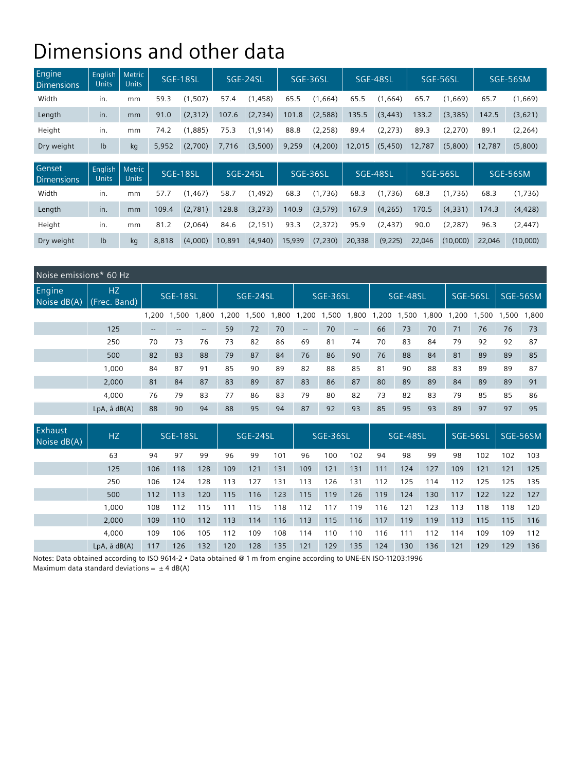# Dimensions and other data

| Engine Dimensions | English Units | Metric Units | SGE-18SL | | SGE-24SL | | SGE-36SL | | SGE-48SL | | SGE-56SL | | SGE-56SM | |
|---|---|---|---|---|---|---|---|---|---|---|---|---|---|---|
| Width | in. | mm | 59.3 | (1,507) | 57.4 | (1,458) | 65.5 | (1,664) | 65.5 | (1,664) | 65.7 | (1,669) | 65.7 | (1,669) |
| Length | in. | mm | 91.0 | (2,312) | 107.6 | (2,734) | 101.8 | (2,588) | 135.5 | (3,443) | 133.2 | (3,385) | 142.5 | (3,621) |
| Height | in. | mm | 74.2 | (1,885) | 75.3 | (1,914) | 88.8 | (2,258) | 89.4 | (2,273) | 89.3 | (2,270) | 89.1 | (2,264) |
| Dry weight | lb | kg | 5,952 | (2,700) | 7,716 | (3,500) | 9,259 | (4,200) | 12,015 | (5,450) | 12,787 | (5,800) | 12,787 | (5,800) |

| Genset Dimensions | English Units | Metric Units | SGE-18SL | | SGE-24SL | | SGE-36SL | | SGE-48SL | | SGE-56SL | | SGE-56SM | |
|---|---|---|---|---|---|---|---|---|---|---|---|---|---|---|
| Width | in. | mm | 57.7 | (1,467) | 58.7 | (1,492) | 68.3 | (1,736) | 68.3 | (1,736) | 68.3 | (1,736) | 68.3 | (1,736) |
| Length | in. | mm | 109.4 | (2,781) | 128.8 | (3,273) | 140.9 | (3,579) | 167.9 | (4,265) | 170.5 | (4,331) | 174.3 | (4,428) |
| Height | in. | mm | 81.2 | (2,064) | 84.6 | (2,151) | 93.3 | (2,372) | 95.9 | (2,437) | 90.0 | (2,287) | 96.3 | (2,447) |
| Dry weight | lb | kg | 8,818 | (4,000) | 10,891 | (4,940) | 15,939 | (7,230) | 20,338 | (9,225) | 22,046 | (10,000) | 22,046 | (10,000) |

**Noise emissions* 60 Hz**

| Engine Noise dB(A) | HZ (Frec. Band) | SGE-18SL | | | SGE-24SL | | | SGE-36SL | | | SGE-48SL | | | SGE-56SL | | SGE-56SM | |
|---|---|---|---|---|---|---|---|---|---|---|---|---|---|---|---|---|---|
| | | 1,200 | 1,500 | 1,800 | 1,200 | 1,500 | 1,800 | 1,200 | 1,500 | 1,800 | 1,200 | 1,500 | 1,800 | 1,200 | 1,500 | 1,500 | 1,800 |
| | 125 | -- | -- | -- | 59 | 72 | 70 | -- | 70 | -- | 66 | 73 | 70 | 71 | 76 | 76 | 73 |
| | 250 | 70 | 73 | 76 | 73 | 82 | 86 | 69 | 81 | 74 | 70 | 83 | 84 | 79 | 92 | 92 | 87 |
| | 500 | 82 | 83 | 88 | 79 | 87 | 84 | 76 | 86 | 90 | 76 | 88 | 84 | 81 | 89 | 89 | 85 |
| | 1,000 | 84 | 87 | 91 | 85 | 90 | 89 | 82 | 88 | 85 | 81 | 90 | 88 | 83 | 89 | 89 | 87 |
| | 2,000 | 81 | 84 | 87 | 83 | 89 | 87 | 83 | 86 | 87 | 80 | 89 | 89 | 84 | 89 | 89 | 91 |
| | 4,000 | 76 | 79 | 83 | 77 | 86 | 83 | 79 | 80 | 82 | 73 | 82 | 83 | 79 | 85 | 85 | 86 |
| | LpA, å dB(A) | 88 | 90 | 94 | 88 | 95 | 94 | 87 | 92 | 93 | 85 | 95 | 93 | 89 | 97 | 97 | 95 |

| Exhaust Noise dB(A) | HZ | SGE-18SL | | | SGE-24SL | | | SGE-36SL | | | SGE-48SL | | | SGE-56SL | | SGE-56SM | |
|---|---|---|---|---|---|---|---|---|---|---|---|---|---|---|---|---|---|
| | 63 | 94 | 97 | 99 | 96 | 99 | 101 | 96 | 100 | 102 | 94 | 98 | 99 | 98 | 102 | 102 | 103 |
| | 125 | 106 | 118 | 128 | 109 | 121 | 131 | 109 | 121 | 131 | 111 | 124 | 127 | 109 | 121 | 121 | 125 |
| | 250 | 106 | 124 | 128 | 113 | 127 | 131 | 113 | 126 | 131 | 112 | 125 | 114 | 112 | 125 | 125 | 135 |
| | 500 | 112 | 113 | 120 | 115 | 116 | 123 | 115 | 119 | 126 | 119 | 124 | 130 | 117 | 122 | 122 | 127 |
| | 1,000 | 108 | 112 | 115 | 111 | 115 | 118 | 112 | 117 | 119 | 116 | 121 | 123 | 113 | 118 | 118 | 120 |
| | 2,000 | 109 | 110 | 112 | 113 | 114 | 116 | 113 | 115 | 116 | 117 | 119 | 119 | 113 | 115 | 115 | 116 |
| | 4,000 | 109 | 106 | 105 | 112 | 109 | 108 | 114 | 110 | 110 | 116 | 111 | 112 | 114 | 109 | 109 | 112 |
| | LpA, å dB(A) | 117 | 126 | 132 | 120 | 128 | 135 | 121 | 129 | 135 | 124 | 130 | 136 | 121 | 129 | 129 | 136 |

Notes: Data obtained according to ISO 9614-2 • Data obtained @ 1 m from engine according to UNE-EN ISO-11203:1996
Maximum data standard deviations = ± 4 dB(A)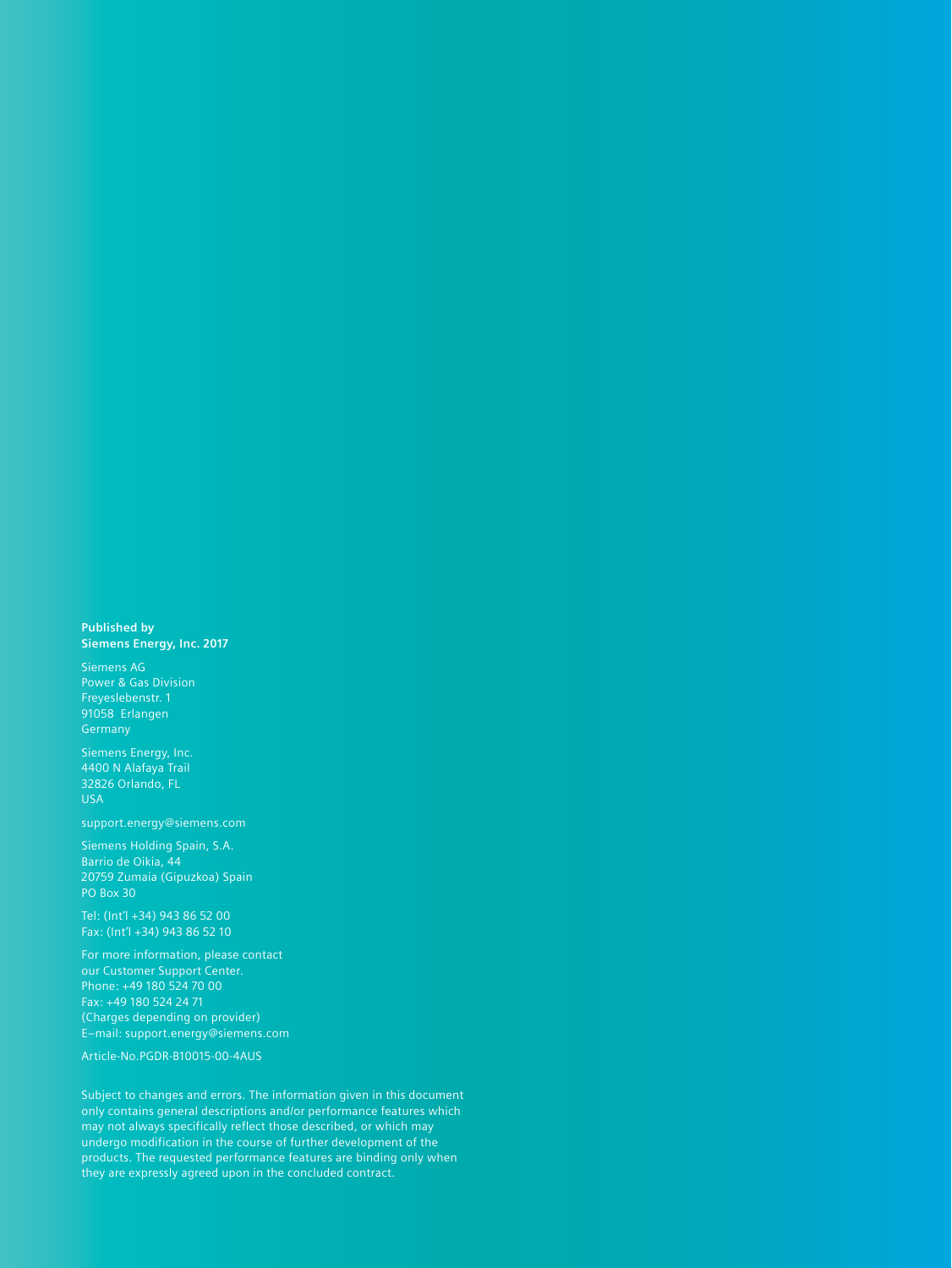**Published by**
**Siemens Energy, Inc. 2017**

Siemens AG
Power & Gas Division
Freyeslebenstr. 1
91058 Erlangen
Germany

Siemens Energy, Inc.
4400 N Alafaya Trail
32826 Orlando, FL
USA

support.energy@siemens.com

Siemens Holding Spain, S.A.
Barrio de Oikia, 44
20759 Zumaia (Gipuzkoa) Spain
PO Box 30

Tel: (Int'l +34) 943 86 52 00
Fax: (Int'l +34) 943 86 52 10

For more information, please contact
our Customer Support Center.
Phone: +49 180 524 70 00
Fax: +49 180 524 24 71
(Charges depending on provider)
E-mail: support.energy@siemens.com

Article-No.PGDR-B10015-00-4AUS

Subject to changes and errors. The information given in this document only contains general descriptions and/or performance features which may not always specifically reflect those described, or which may undergo modification in the course of further development of the products. The requested performance features are binding only when they are expressly agreed upon in the concluded contract.